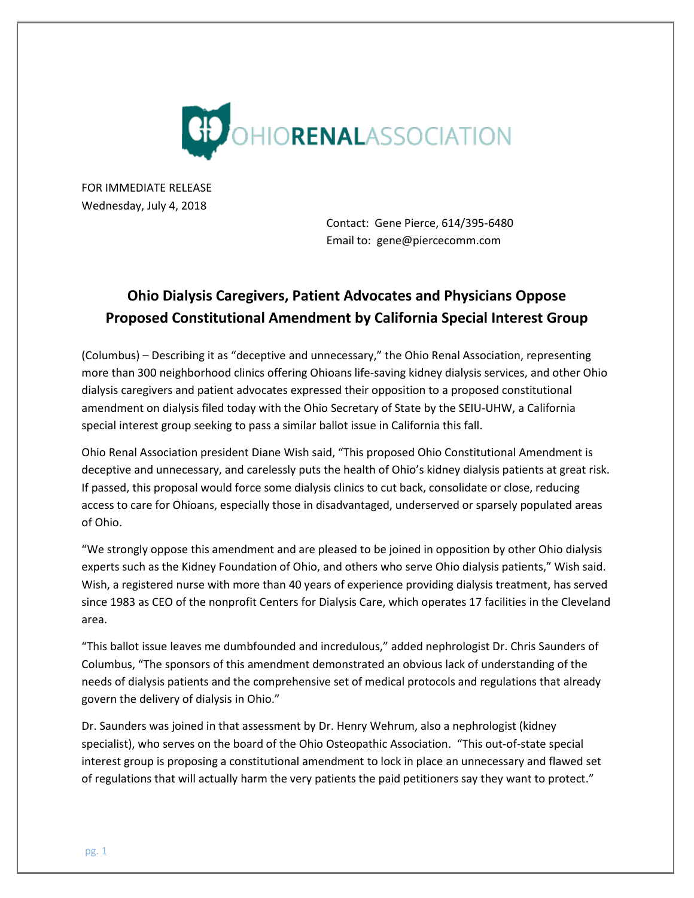OHIORENALASSOCIATION

FOR IMMEDIATE RELEASE
Wednesday, July 4, 2018

Contact: Gene Pierce, 614/395-6480
Email to: gene@piercecomm.com

## Ohio Dialysis Caregivers, Patient Advocates and Physicians Oppose Proposed Constitutional Amendment by California Special Interest Group

(Columbus) – Describing it as "deceptive and unnecessary," the Ohio Renal Association, representing more than 300 neighborhood clinics offering Ohioans life-saving kidney dialysis services, and other Ohio dialysis caregivers and patient advocates expressed their opposition to a proposed constitutional amendment on dialysis filed today with the Ohio Secretary of State by the SEIU-UHW, a California special interest group seeking to pass a similar ballot issue in California this fall.

Ohio Renal Association president Diane Wish said, "This proposed Ohio Constitutional Amendment is deceptive and unnecessary, and carelessly puts the health of Ohio's kidney dialysis patients at great risk. If passed, this proposal would force some dialysis clinics to cut back, consolidate or close, reducing access to care for Ohioans, especially those in disadvantaged, underserved or sparsely populated areas of Ohio.

"We strongly oppose this amendment and are pleased to be joined in opposition by other Ohio dialysis experts such as the Kidney Foundation of Ohio, and others who serve Ohio dialysis patients," Wish said. Wish, a registered nurse with more than 40 years of experience providing dialysis treatment, has served since 1983 as CEO of the nonprofit Centers for Dialysis Care, which operates 17 facilities in the Cleveland area.

"This ballot issue leaves me dumbfounded and incredulous," added nephrologist Dr. Chris Saunders of Columbus, "The sponsors of this amendment demonstrated an obvious lack of understanding of the needs of dialysis patients and the comprehensive set of medical protocols and regulations that already govern the delivery of dialysis in Ohio."

Dr. Saunders was joined in that assessment by Dr. Henry Wehrum, also a nephrologist (kidney specialist), who serves on the board of the Ohio Osteopathic Association. "This out-of-state special interest group is proposing a constitutional amendment to lock in place an unnecessary and flawed set of regulations that will actually harm the very patients the paid petitioners say they want to protect."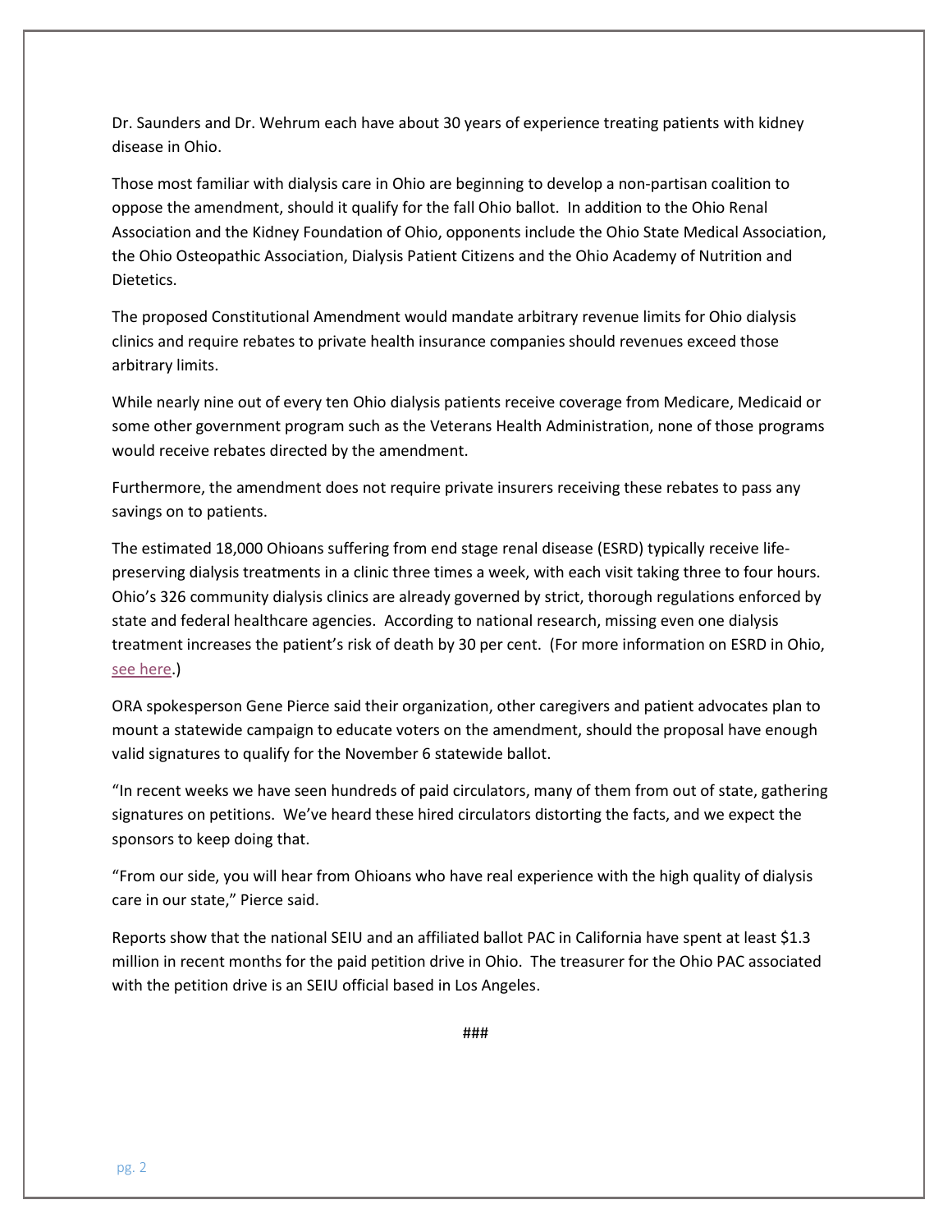Dr. Saunders and Dr. Wehrum each have about 30 years of experience treating patients with kidney disease in Ohio.

Those most familiar with dialysis care in Ohio are beginning to develop a non-partisan coalition to oppose the amendment, should it qualify for the fall Ohio ballot. In addition to the Ohio Renal Association and the Kidney Foundation of Ohio, opponents include the Ohio State Medical Association, the Ohio Osteopathic Association, Dialysis Patient Citizens and the Ohio Academy of Nutrition and Dietetics.

The proposed Constitutional Amendment would mandate arbitrary revenue limits for Ohio dialysis clinics and require rebates to private health insurance companies should revenues exceed those arbitrary limits.

While nearly nine out of every ten Ohio dialysis patients receive coverage from Medicare, Medicaid or some other government program such as the Veterans Health Administration, none of those programs would receive rebates directed by the amendment.

Furthermore, the amendment does not require private insurers receiving these rebates to pass any savings on to patients.

The estimated 18,000 Ohioans suffering from end stage renal disease (ESRD) typically receive life-preserving dialysis treatments in a clinic three times a week, with each visit taking three to four hours. Ohio's 326 community dialysis clinics are already governed by strict, thorough regulations enforced by state and federal healthcare agencies. According to national research, missing even one dialysis treatment increases the patient's risk of death by 30 per cent. (For more information on ESRD in Ohio, see here.)

ORA spokesperson Gene Pierce said their organization, other caregivers and patient advocates plan to mount a statewide campaign to educate voters on the amendment, should the proposal have enough valid signatures to qualify for the November 6 statewide ballot.

"In recent weeks we have seen hundreds of paid circulators, many of them from out of state, gathering signatures on petitions. We've heard these hired circulators distorting the facts, and we expect the sponsors to keep doing that.

"From our side, you will hear from Ohioans who have real experience with the high quality of dialysis care in our state," Pierce said.

Reports show that the national SEIU and an affiliated ballot PAC in California have spent at least $1.3 million in recent months for the paid petition drive in Ohio. The treasurer for the Ohio PAC associated with the petition drive is an SEIU official based in Los Angeles.

###